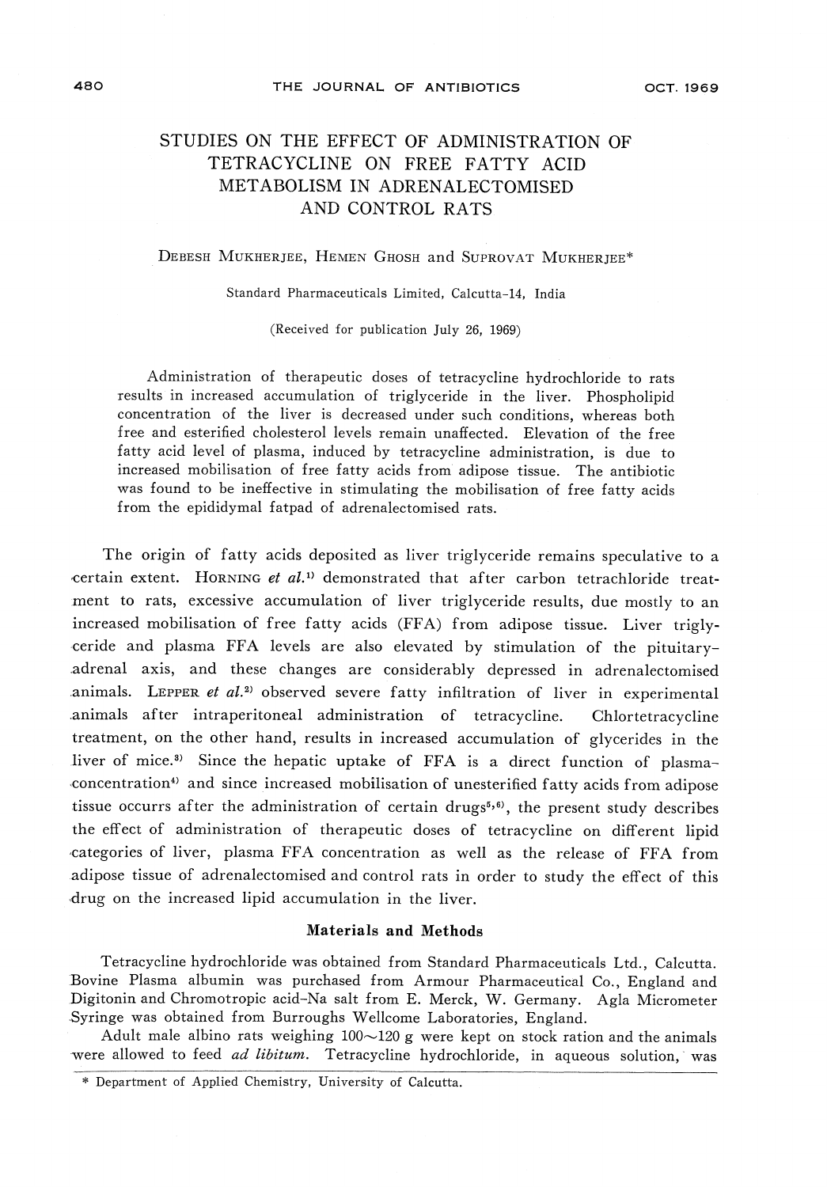# STUDIES ON THE EFFECT OF ADMINISTRATION OF TETRACYCLINE ON FREE FATTY ACID METABOLISM IN ADRENALECTOMISED AND CONTROL RATS

DEBESH MUKHERJEE, HEMEN GHOSH and SUPROVAT MUKHERJEE*

Standard Pharmaceuticals Limited, Calcutta-14, India

(Received for publication July 26, 1969)

Administration of therapeutic doses of tetracycline hydrochloride to rats results in increased accumulation of triglyceride in the liver. Phospholipid concentration of the liver is decreased under such conditions, whereas both free and esterified cholesterol levels remain unaffected. Elevation of the free fatty acid level of plasma, induced by tetracycline administration, is due to increased mobilisation of free fatty acids from adipose tissue. The antibiotic was found to be ineffective in stimulating the mobilisation of free fatty acids from the epididymal fatpad of adrenalectomised rats.

The origin of fatty acids deposited as liver triglyceride remains speculative to a certain extent. HORNING *et al.*[1] demonstrated that after carbon tetrachloride treatment to rats, excessive accumulation of liver triglyceride results, due mostly to an increased mobilisation of free fatty acids (FFA) from adipose tissue. Liver triglyceride and plasma FFA levels are also elevated by stimulation of the pituitary-adrenal axis, and these changes are considerably depressed in adrenalectomised animals. LEPPER *et al.*[2] observed severe fatty infiltration of liver in experimental animals after intraperitoneal administration of tetracycline. Chlortetracycline treatment, on the other hand, results in increased accumulation of glycerides in the liver of mice.[3] Since the hepatic uptake of FFA is a direct function of plasma-concentration[4] and since increased mobilisation of unesterified fatty acids from adipose tissue occurrs after the administration of certain drugs[5,6], the present study describes the effect of administration of therapeutic doses of tetracycline on different lipid categories of liver, plasma FFA concentration as well as the release of FFA from adipose tissue of adrenalectomised and control rats in order to study the effect of this drug on the increased lipid accumulation in the liver.

## Materials and Methods

Tetracycline hydrochloride was obtained from Standard Pharmaceuticals Ltd., Calcutta. Bovine Plasma albumin was purchased from Armour Pharmaceutical Co., England and Digitonin and Chromotropic acid-Na salt from E. Merck, W. Germany. Agla Micrometer Syringe was obtained from Burroughs Wellcome Laboratories, England.

Adult male albino rats weighing 100~120 g were kept on stock ration and the animals were allowed to feed *ad libitum*. Tetracycline hydrochloride, in aqueous solution, was

\* Department of Applied Chemistry, University of Calcutta.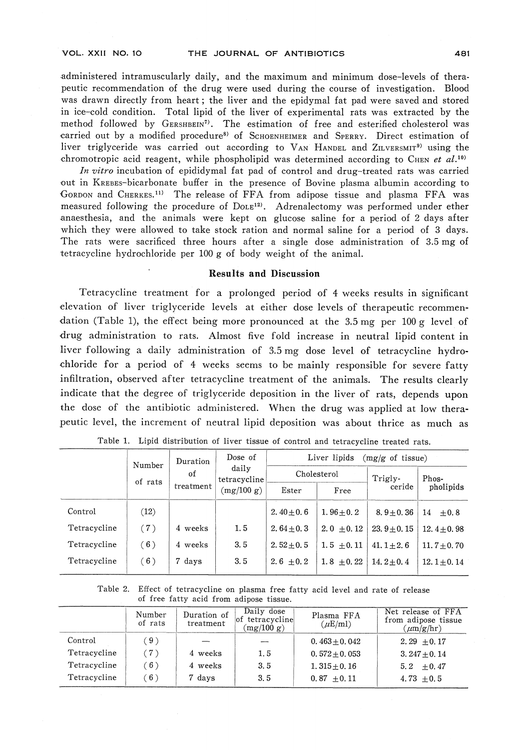administered intramuscularly daily, and the maximum and minimum dose-levels of therapeutic recommendation of the drug were used during the course of investigation. Blood was drawn directly from heart; the liver and the epidymal fat pad were saved and stored in ice-cold condition. Total lipid of the liver of experimental rats was extracted by the method followed by GERSHBEIN[7]. The estimation of free and esterified cholesterol was carried out by a modified procedure[8] of SCHOENHEIMER and SPERRY. Direct estimation of liver triglyceride was carried out according to VAN HANDEL and ZILVERSMIT[9] using the chromotropic acid reagent, while phospholipid was determined according to CHEN *et al.*[10]

*In vitro* incubation of epididymal fat pad of control and drug-treated rats was carried out in KREBES-bicarbonate buffer in the presence of Bovine plasma albumin according to GORDON and CHERKES.[11] The release of FFA from adipose tissue and plasma FFA was measured following the procedure of DOLE[12]. Adrenalectomy was performed under ether anaesthesia, and the animals were kept on glucose saline for a period of 2 days after which they were allowed to take stock ration and normal saline for a period of 3 days. The rats were sacrificed three hours after a single dose administration of 3.5 mg of tetracycline hydrochloride per 100 g of body weight of the animal.

## Results and Discussion

Tetracycline treatment for a prolonged period of 4 weeks results in significant elevation of liver triglyceride levels at either dose levels of therapeutic recommendation (Table 1), the effect being more pronounced at the 3.5 mg per 100 g level of drug administration to rats. Almost five fold increase in neutral lipid content in liver following a daily administration of 3.5 mg dose level of tetracycline hydrochloride for a period of 4 weeks seems to be mainly responsible for severe fatty infiltration, observed after tetracycline treatment of the animals. The results clearly indicate that the degree of triglyceride deposition in the liver of rats, depends upon the dose of the antibiotic administered. When the drug was applied at low therapeutic level, the increment of neutral lipid deposition was about thrice as much as

Table 1. Lipid distribution of liver tissue of control and tetracycline treated rats.

| | Number of rats | Duration of treatment | Dose of daily tetracycline (mg/100 g) | Liver lipids (mg/g of tissue) | | | |
|---|---|---|---|---|---|---|---|
| | | | | Cholesterol | | Trigly-ceride | Phos-pholipids |
| | | | | Ester | Free | | |
| Control | (12) | | | 2.40±0.6 | 1.96±0.2 | 8.9±0.36 | 14 ±0.8 |
| Tetracycline | (7) | 4 weeks | 1.5 | 2.64±0.3 | 2.0 ±0.12 | 23.9±0.15 | 12.4±0.98 |
| Tetracycline | (6) | 4 weeks | 3.5 | 2.52±0.5 | 1.5 ±0.11 | 41.1±2.6 | 11.7±0.70 |
| Tetracycline | (6) | 7 days | 3.5 | 2.6 ±0.2 | 1.8 ±0.22 | 14.2±0.4 | 12.1±0.14 |

Table 2. Effect of tetracycline on plasma free fatty acid level and rate of release of free fatty acid from adipose tissue.

| | Number of rats | Duration of treatment | Daily dose of tetracycline (mg/100 g) | Plasma FFA ($\mu$E/ml) | Net release of FFA from adipose tissue ($\mu$m/g/hr) |
|---|---|---|---|---|---|
| Control | (9) | — | — | 0.463±0.042 | 2.29 ±0.17 |
| Tetracycline | (7) | 4 weeks | 1.5 | 0.572±0.053 | 3.247±0.14 |
| Tetracycline | (6) | 4 weeks | 3.5 | 1.315±0.16 | 5.2 ±0.47 |
| Tetracycline | (6) | 7 days | 3.5 | 0.87 ±0.11 | 4.73 ±0.5 |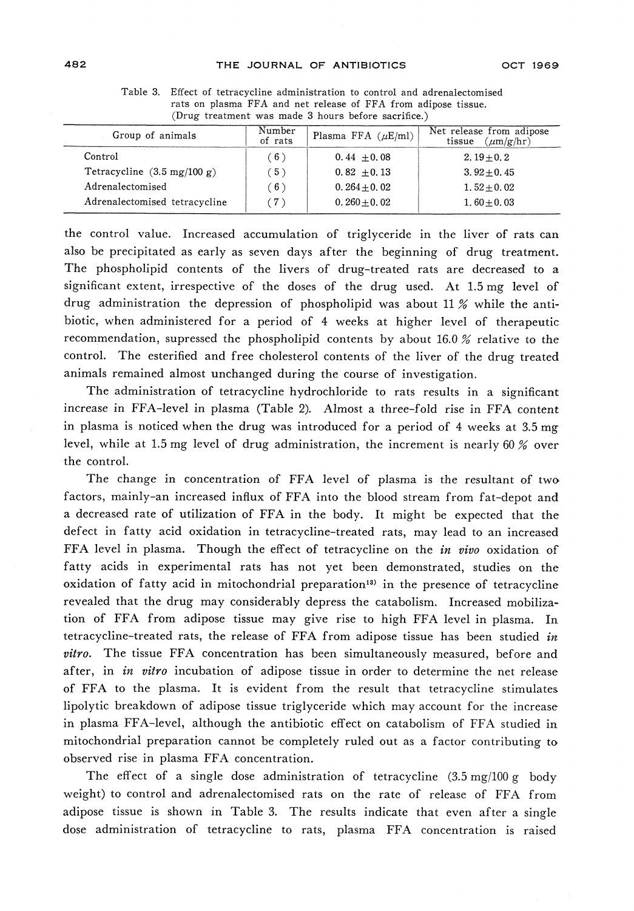Table 3. Effect of tetracycline administration to control and adrenalectomised rats on plasma FFA and net release of FFA from adipose tissue. (Drug treatment was made 3 hours before sacrifice.)

| Group of animals | Number of rats | Plasma FFA ($\mu$E/ml) | Net release from adipose tissue ($\mu$m/g/hr) |
|---|---|---|---|
| Control | (6) | 0.44 ±0.08 | 2.19±0.2 |
| Tetracycline (3.5 mg/100 g) | (5) | 0.82 ±0.13 | 3.92±0.45 |
| Adrenalectomised | (6) | 0.264±0.02 | 1.52±0.02 |
| Adrenalectomised tetracycline | (7) | 0.260±0.02 | 1.60±0.03 |

the control value. Increased accumulation of triglyceride in the liver of rats can also be precipitated as early as seven days after the beginning of drug treatment. The phospholipid contents of the livers of drug-treated rats are decreased to a significant extent, irrespective of the doses of the drug used. At 1.5 mg level of drug administration the depression of phospholipid was about 11 % while the antibiotic, when administered for a period of 4 weeks at higher level of therapeutic recommendation, supressed the phospholipid contents by about 16.0 % relative to the control. The esterified and free cholesterol contents of the liver of the drug treated animals remained almost unchanged during the course of investigation.

The administration of tetracycline hydrochloride to rats results in a significant increase in FFA-level in plasma (Table 2). Almost a three-fold rise in FFA content in plasma is noticed when the drug was introduced for a period of 4 weeks at 3.5 mg level, while at 1.5 mg level of drug administration, the increment is nearly 60 % over the control.

The change in concentration of FFA level of plasma is the resultant of two factors, mainly-an increased influx of FFA into the blood stream from fat-depot and a decreased rate of utilization of FFA in the body. It might be expected that the defect in fatty acid oxidation in tetracycline-treated rats, may lead to an increased FFA level in plasma. Though the effect of tetracycline on the *in vivo* oxidation of fatty acids in experimental rats has not yet been demonstrated, studies on the oxidation of fatty acid in mitochondrial preparation[13] in the presence of tetracycline revealed that the drug may considerably depress the catabolism. Increased mobilization of FFA from adipose tissue may give rise to high FFA level in plasma. In tetracycline-treated rats, the release of FFA from adipose tissue has been studied *in vitro*. The tissue FFA concentration has been simultaneously measured, before and after, in *in vitro* incubation of adipose tissue in order to determine the net release of FFA to the plasma. It is evident from the result that tetracycline stimulates lipolytic breakdown of adipose tissue triglyceride which may account for the increase in plasma FFA-level, although the antibiotic effect on catabolism of FFA studied in mitochondrial preparation cannot be completely ruled out as a factor contributing to observed rise in plasma FFA concentration.

The effect of a single dose administration of tetracycline (3.5 mg/100 g body weight) to control and adrenalectomised rats on the rate of release of FFA from adipose tissue is shown in Table 3. The results indicate that even after a single dose administration of tetracycline to rats, plasma FFA concentration is raised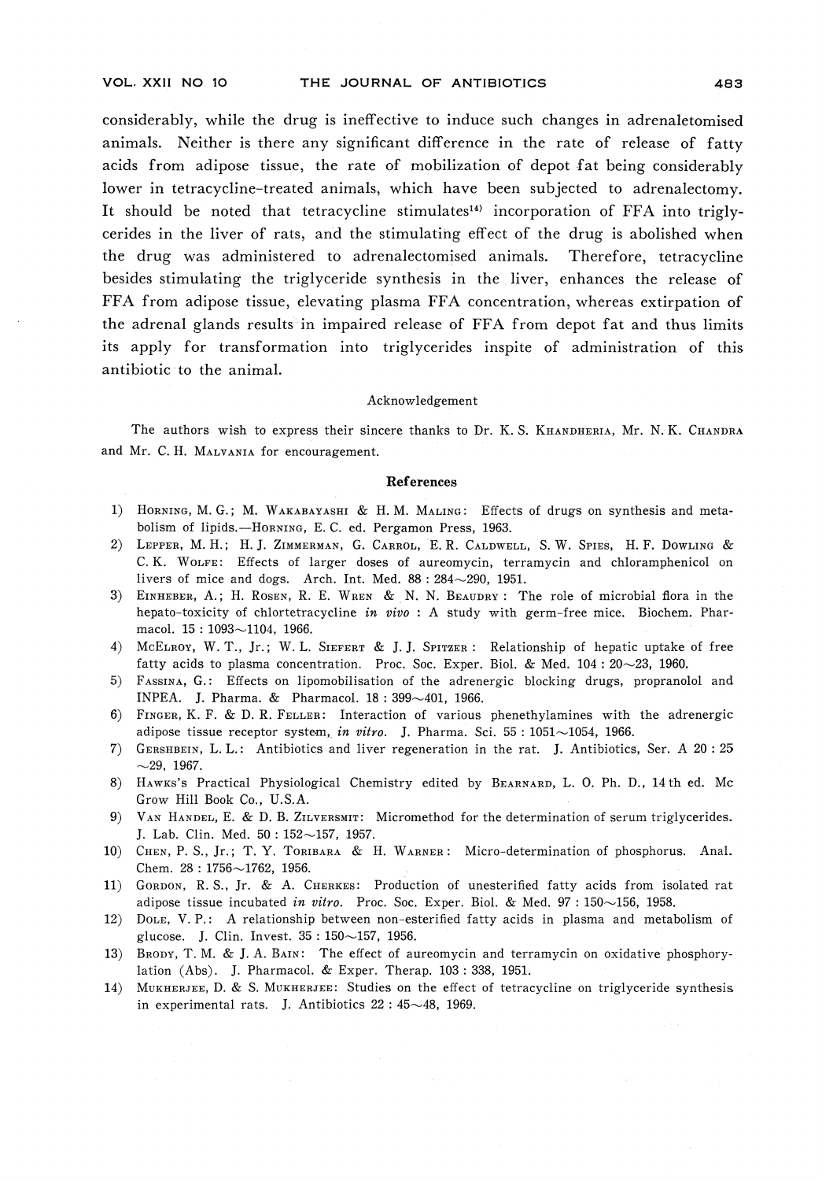considerably, while the drug is ineffective to induce such changes in adrenaletomised animals. Neither is there any significant difference in the rate of release of fatty acids from adipose tissue, the rate of mobilization of depot fat being considerably lower in tetracycline-treated animals, which have been subjected to adrenalectomy. It should be noted that tetracycline stimulates[14] incorporation of FFA into triglycerides in the liver of rats, and the stimulating effect of the drug is abolished when the drug was administered to adrenalectomised animals. Therefore, tetracycline besides stimulating the triglyceride synthesis in the liver, enhances the release of FFA from adipose tissue, elevating plasma FFA concentration, whereas extirpation of the adrenal glands results in impaired release of FFA from depot fat and thus limits its apply for transformation into triglycerides inspite of administration of this antibiotic to the animal.

## Acknowledgement

The authors wish to express their sincere thanks to Dr. K. S. Khandheria, Mr. N. K. Chandra and Mr. C. H. Malvania for encouragement.

## References

1) Horning, M. G.; M. Wakabayashi & H. M. Maling: Effects of drugs on synthesis and metabolism of lipids.—Horning, E. C. ed. Pergamon Press, 1963.
2) Lepper, M. H.; H. J. Zimmerman, G. Carrol, E. R. Caldwell, S. W. Spies, H. F. Dowling & C. K. Wolfe: Effects of larger doses of aureomycin, terramycin and chloramphenicol on livers of mice and dogs. Arch. Int. Med. 88 : 284~290, 1951.
3) Einheber, A.; H. Rosen, R. E. Wren & N. N. Beaudry: The role of microbial flora in the hepato-toxicity of chlortetracycline *in vivo* : A study with germ-free mice. Biochem. Pharmacol. 15 : 1093~1104, 1966.
4) McElroy, W. T., Jr.; W. L. Siefert & J. J. Spitzer: Relationship of hepatic uptake of free fatty acids to plasma concentration. Proc. Soc. Exper. Biol. & Med. 104 : 20~23, 1960.
5) Fassina, G.: Effects on lipomobilisation of the adrenergic blocking drugs, propranolol and INPEA. J. Pharma. & Pharmacol. 18 : 399~401, 1966.
6) Finger, K. F. & D. R. Feller: Interaction of various phenethylamines with the adrenergic adipose tissue receptor system, *in vitro*. J. Pharma. Sci. 55 : 1051~1054, 1966.
7) Gershbein, L. L.: Antibiotics and liver regeneration in the rat. J. Antibiotics, Ser. A 20 : 25~29, 1967.
8) Hawks's Practical Physiological Chemistry edited by Bearnard, L. O. Ph. D., 14th ed. Mc Grow Hill Book Co., U.S.A.
9) Van Handel, E. & D. B. Zilversmit: Micromethod for the determination of serum triglycerides. J. Lab. Clin. Med. 50 : 152~157, 1957.
10) Chen, P. S., Jr.; T. Y. Toribara & H. Warner: Micro-determination of phosphorus. Anal. Chem. 28 : 1756~1762, 1956.
11) Gordon, R. S., Jr. & A. Cherkes: Production of unesterified fatty acids from isolated rat adipose tissue incubated *in vitro*. Proc. Soc. Exper. Biol. & Med. 97 : 150~156, 1958.
12) Dole, V. P.: A relationship between non-esterified fatty acids in plasma and metabolism of glucose. J. Clin. Invest. 35 : 150~157, 1956.
13) Brody, T. M. & J. A. Bain: The effect of aureomycin and terramycin on oxidative phosphorylation (Abs). J. Pharmacol. & Exper. Therap. 103 : 338, 1951.
14) Mukherjee, D. & S. Mukherjee: Studies on the effect of tetracycline on triglyceride synthesis in experimental rats. J. Antibiotics 22 : 45~48, 1969.